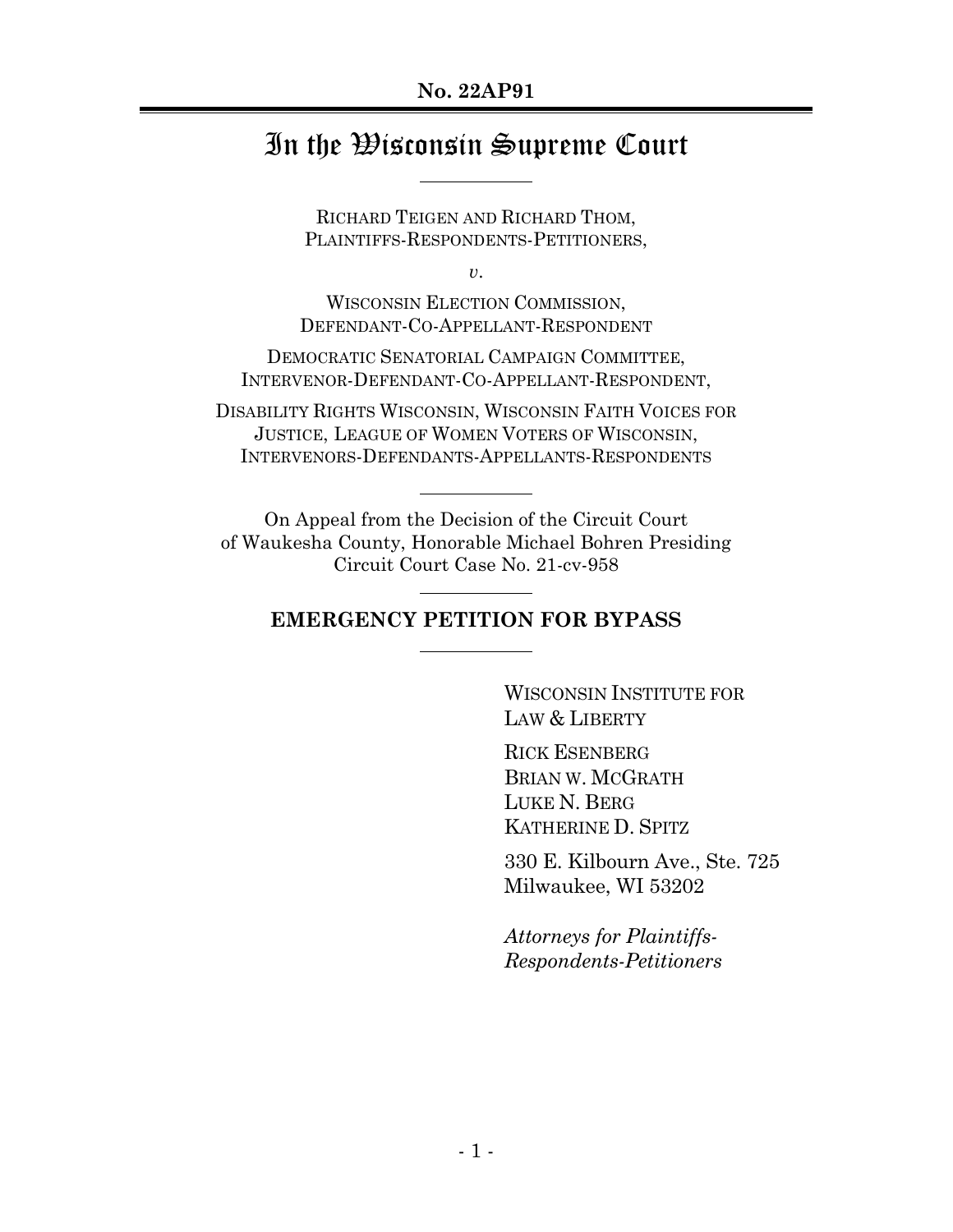**No. 22AP91**

# In the Wisconsin Supreme Court

RICHARD TEIGEN AND RICHARD THOM,
PLAINTIFFS-RESPONDENTS-PETITIONERS,

*v.*

WISCONSIN ELECTION COMMISSION,
DEFENDANT-CO-APPELLANT-RESPONDENT

DEMOCRATIC SENATORIAL CAMPAIGN COMMITTEE,
INTERVENOR-DEFENDANT-CO-APPELLANT-RESPONDENT,

DISABILITY RIGHTS WISCONSIN, WISCONSIN FAITH VOICES FOR JUSTICE, LEAGUE OF WOMEN VOTERS OF WISCONSIN,
INTERVENORS-DEFENDANTS-APPELLANTS-RESPONDENTS

On Appeal from the Decision of the Circuit Court
of Waukesha County, Honorable Michael Bohren Presiding
Circuit Court Case No. 21-cv-958

## EMERGENCY PETITION FOR BYPASS

WISCONSIN INSTITUTE FOR LAW & LIBERTY

RICK ESENBERG
BRIAN W. MCGRATH
LUKE N. BERG
KATHERINE D. SPITZ

330 E. Kilbourn Ave., Ste. 725
Milwaukee, WI 53202

*Attorneys for Plaintiffs-Respondents-Petitioners*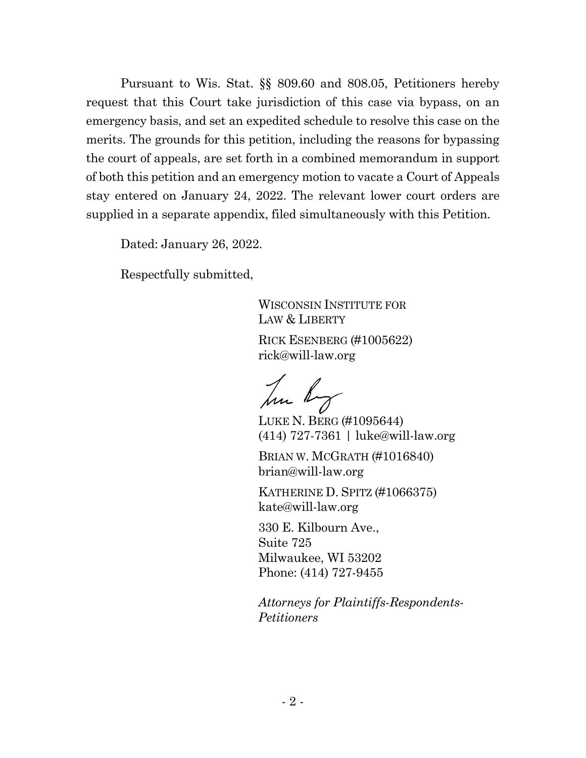Pursuant to Wis. Stat. §§ 809.60 and 808.05, Petitioners hereby request that this Court take jurisdiction of this case via bypass, on an emergency basis, and set an expedited schedule to resolve this case on the merits. The grounds for this petition, including the reasons for bypassing the court of appeals, are set forth in a combined memorandum in support of both this petition and an emergency motion to vacate a Court of Appeals stay entered on January 24, 2022. The relevant lower court orders are supplied in a separate appendix, filed simultaneously with this Petition.

Dated: January 26, 2022.

Respectfully submitted,

WISCONSIN INSTITUTE FOR LAW & LIBERTY

RICK ESENBERG (#1005622)
rick@will-law.org

LUKE N. BERG (#1095644)
(414) 727-7361 | luke@will-law.org

BRIAN W. MCGRATH (#1016840)
brian@will-law.org

KATHERINE D. SPITZ (#1066375)
kate@will-law.org

330 E. Kilbourn Ave.,
Suite 725
Milwaukee, WI 53202
Phone: (414) 727-9455

*Attorneys for Plaintiffs-Respondents-Petitioners*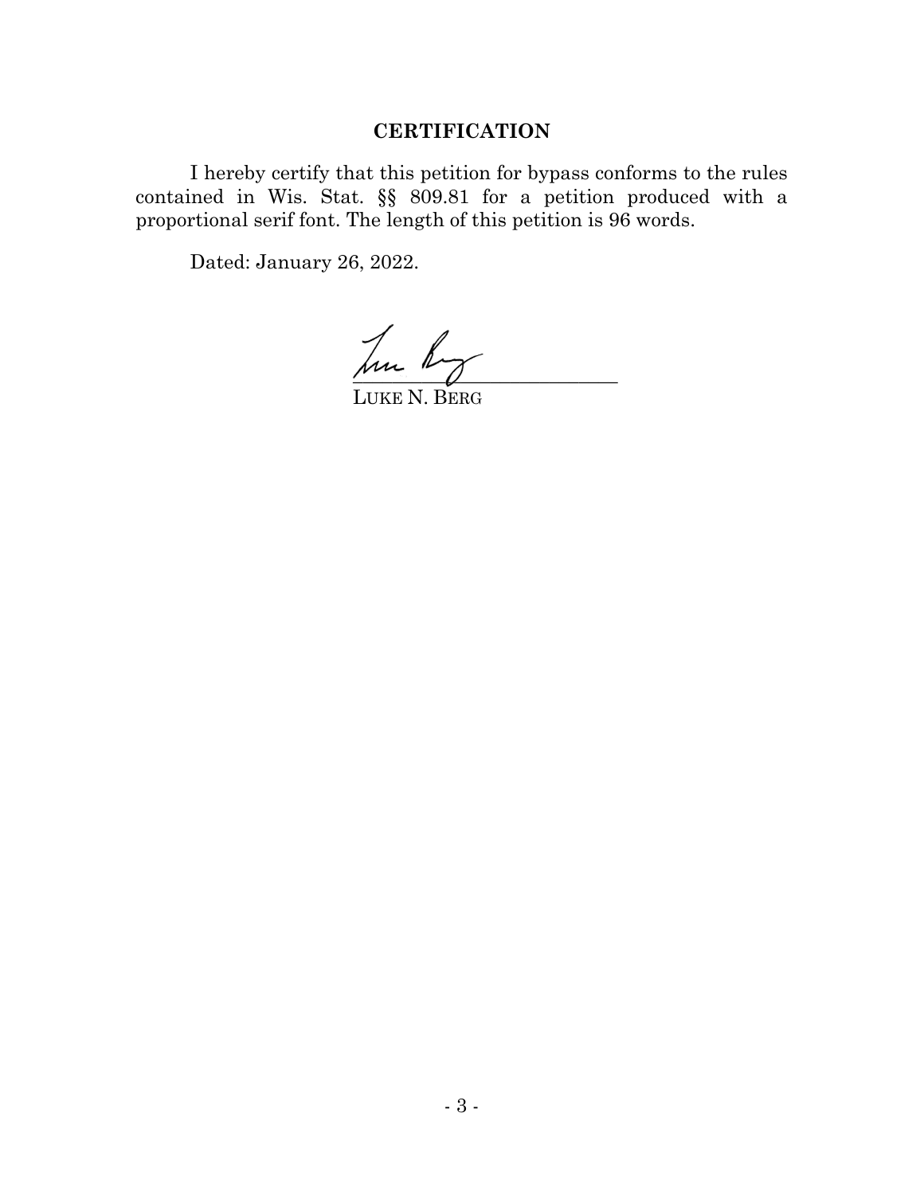## CERTIFICATION

I hereby certify that this petition for bypass conforms to the rules contained in Wis. Stat. §§ 809.81 for a petition produced with a proportional serif font. The length of this petition is 96 words.

Dated: January 26, 2022.

LUKE N. BERG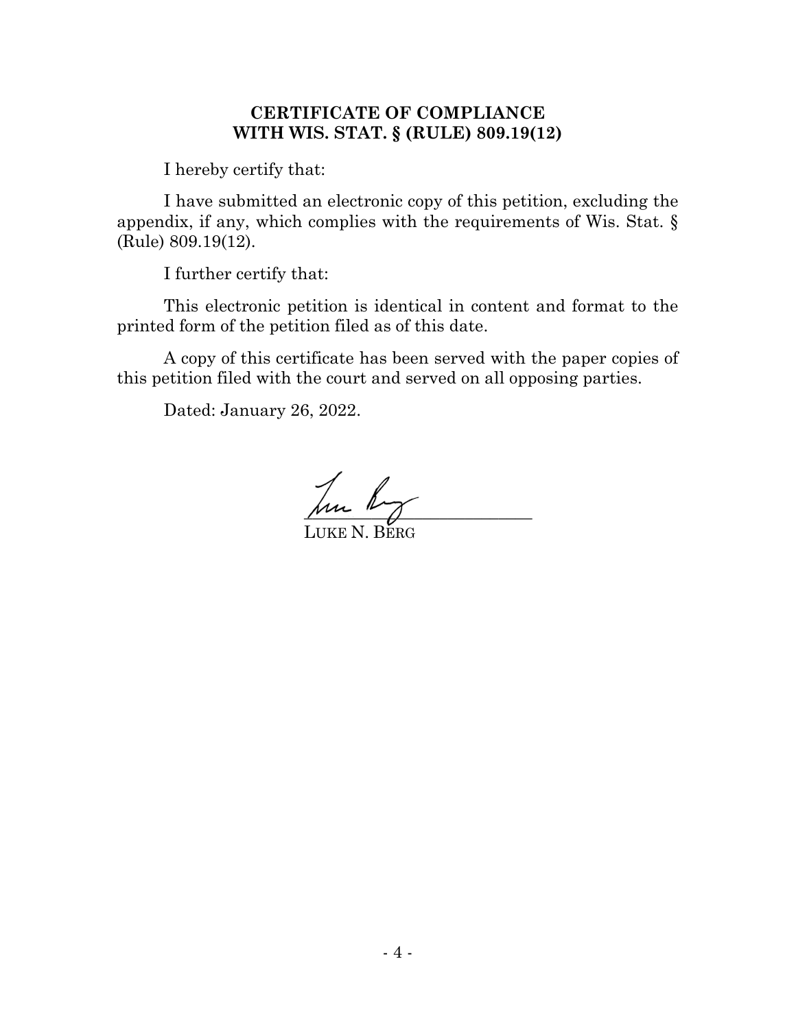**CERTIFICATE OF COMPLIANCE**
**WITH WIS. STAT. § (RULE) 809.19(12)**

I hereby certify that:

I have submitted an electronic copy of this petition, excluding the appendix, if any, which complies with the requirements of Wis. Stat. § (Rule) 809.19(12).

I further certify that:

This electronic petition is identical in content and format to the printed form of the petition filed as of this date.

A copy of this certificate has been served with the paper copies of this petition filed with the court and served on all opposing parties.

Dated: January 26, 2022.

LUKE N. BERG